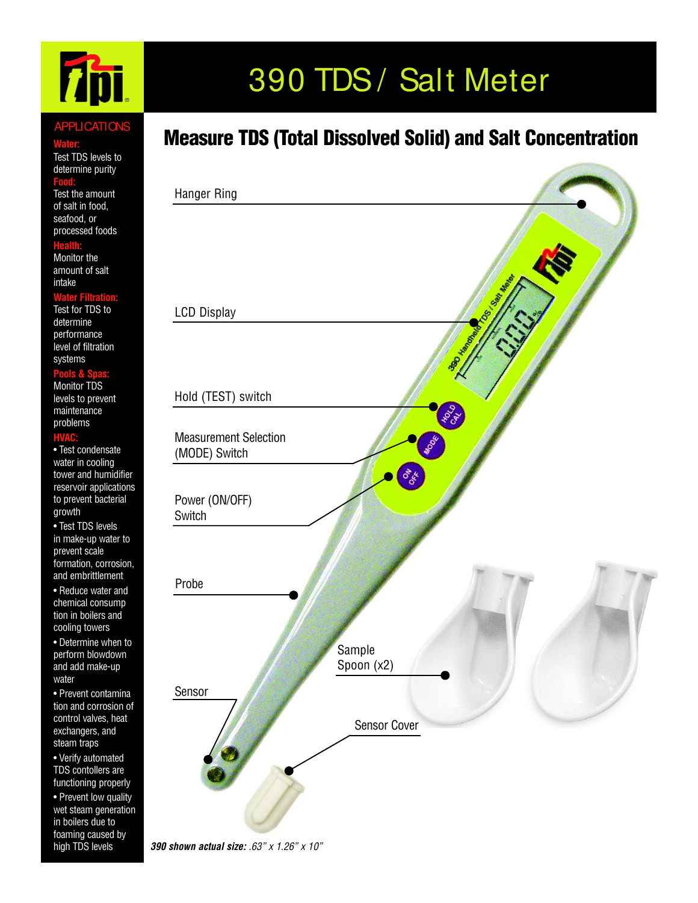# 390 TDS / Salt Meter

## Measure TDS (Total Dissolved Solid) and Salt Concentration

### APPLICATIONS

**Water:**
Test TDS levels to determine purity

**Food:**
Test the amount of salt in food, seafood, or processed foods

**Health:**
Monitor the amount of salt intake

**Water Filtration:**
Test for TDS to determine performance level of filtration systems

**Pools & Spas:**
Monitor TDS levels to prevent maintenance problems

**HVAC:**

- Test condensate water in cooling tower and humidifier reservoir applications to prevent bacterial growth
- Test TDS levels in make-up water to prevent scale formation, corrosion, and embrittlement
- Reduce water and chemical consumption in boilers and cooling towers
- Determine when to perform blowdown and add make-up water
- Prevent contamination and corrosion of control valves, heat exchangers, and steam traps
- Verify automated TDS contollers are functioning properly
- Prevent low quality wet steam generation in boilers due to foaming caused by high TDS levels

Hanger Ring

LCD Display

Hold (TEST) switch

Measurement Selection (MODE) Switch

Power (ON/OFF) Switch

Probe

Sample Spoon (x2)

Sensor

Sensor Cover

***390 shown actual size:*** *.63" x 1.26" x 10"*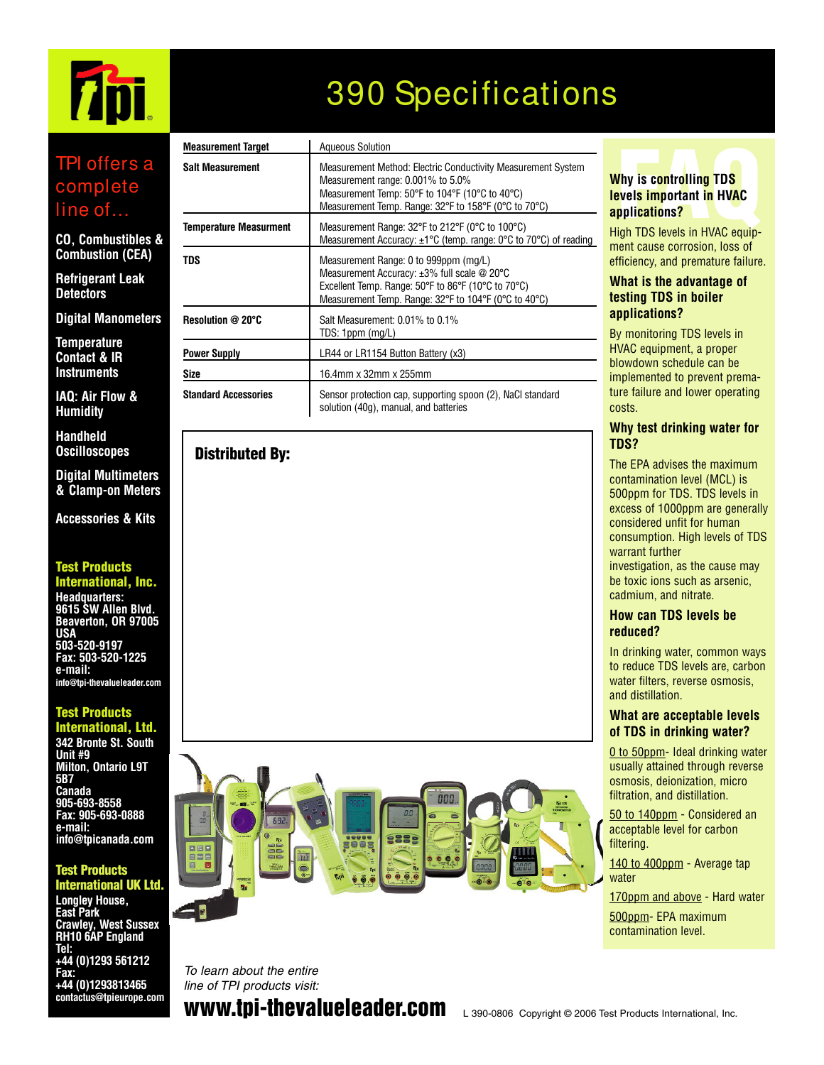# 390 Specifications

| | |
|---|---|
| **Measurement Target** | Aqueous Solution |
| **Salt Measurement** | Measurement Method: Electric Conductivity Measurement System<br>Measurement range: 0.001% to 5.0%<br>Measurement Temp: 50°F to 104°F (10°C to 40°C)<br>Measurement Temp. Range: 32°F to 158°F (0°C to 70°C) |
| **Temperature Measurment** | Measurement Range: 32°F to 212°F (0°C to 100°C)<br>Measurement Accuracy: ±1°C (temp. range: 0°C to 70°C) of reading |
| **TDS** | Measurement Range: 0 to 999ppm (mg/L)<br>Measurement Accuracy: ±3% full scale @ 20°C<br>Excellent Temp. Range: 50°F to 86°F (10°C to 70°C)<br>Measurement Temp. Range: 32°F to 104°F (0°C to 40°C) |
| **Resolution @ 20°C** | Salt Measurement: 0.01% to 0.1%<br>TDS: 1ppm (mg/L) |
| **Power Supply** | LR44 or LR1154 Button Battery (x3) |
| **Size** | 16.4mm x 32mm x 255mm |
| **Standard Accessories** | Sensor protection cap, supporting spoon (2), NaCl standard solution (40g), manual, and batteries |

**Distributed By:**

## FAQ

### Why is controlling TDS levels important in HVAC applications?

High TDS levels in HVAC equipment cause corrosion, loss of efficiency, and premature failure.

### What is the advantage of testing TDS in boiler applications?

By monitoring TDS levels in HVAC equipment, a proper blowdown schedule can be implemented to prevent premature failure and lower operating costs.

### Why test drinking water for TDS?

The EPA advises the maximum contamination level (MCL) is 500ppm for TDS. TDS levels in excess of 1000ppm are generally considered unfit for human consumption. High levels of TDS warrant further investigation, as the cause may be toxic ions such as arsenic, cadmium, and nitrate.

### How can TDS levels be reduced?

In drinking water, common ways to reduce TDS levels are, carbon water filters, reverse osmosis, and distillation.

### What are acceptable levels of TDS in drinking water?

0 to 50ppm- Ideal drinking water usually attained through reverse osmosis, deionization, micro filtration, and distillation.

50 to 140ppm - Considered an acceptable level for carbon filtering.

140 to 400ppm - Average tap water

170ppm and above - Hard water

500ppm- EPA maximum contamination level.

## TPI offers a complete line of...

- CO, Combustibles & Combustion (CEA)
- Refrigerant Leak Detectors
- Digital Manometers
- Temperature Contact & IR Instruments
- IAQ: Air Flow & Humidity
- Handheld Oscilloscopes
- Digital Multimeters & Clamp-on Meters
- Accessories & Kits

**Test Products International, Inc.**
Headquarters:
9615 SW Allen Blvd.
Beaverton, OR 97005
USA
503-520-9197
Fax: 503-520-1225
e-mail:
info@tpi-thevalueleader.com

**Test Products International, Ltd.**
342 Bronte St. South
Unit #9
Milton, Ontario L9T 5B7
Canada
905-693-8558
Fax: 905-693-0888
e-mail:
info@tpicanada.com

**Test Products International UK Ltd.**
Longley House,
East Park
Crawley, West Sussex
RH10 6AP England
Tel:
+44 (0)1293 561212
Fax:
+44 (0)1293813465
contactus@tpieurope.com

*To learn about the entire line of TPI products visit:*

**www.tpi-thevalueleader.com**

L 390-0806 Copyright © 2006 Test Products International, Inc.